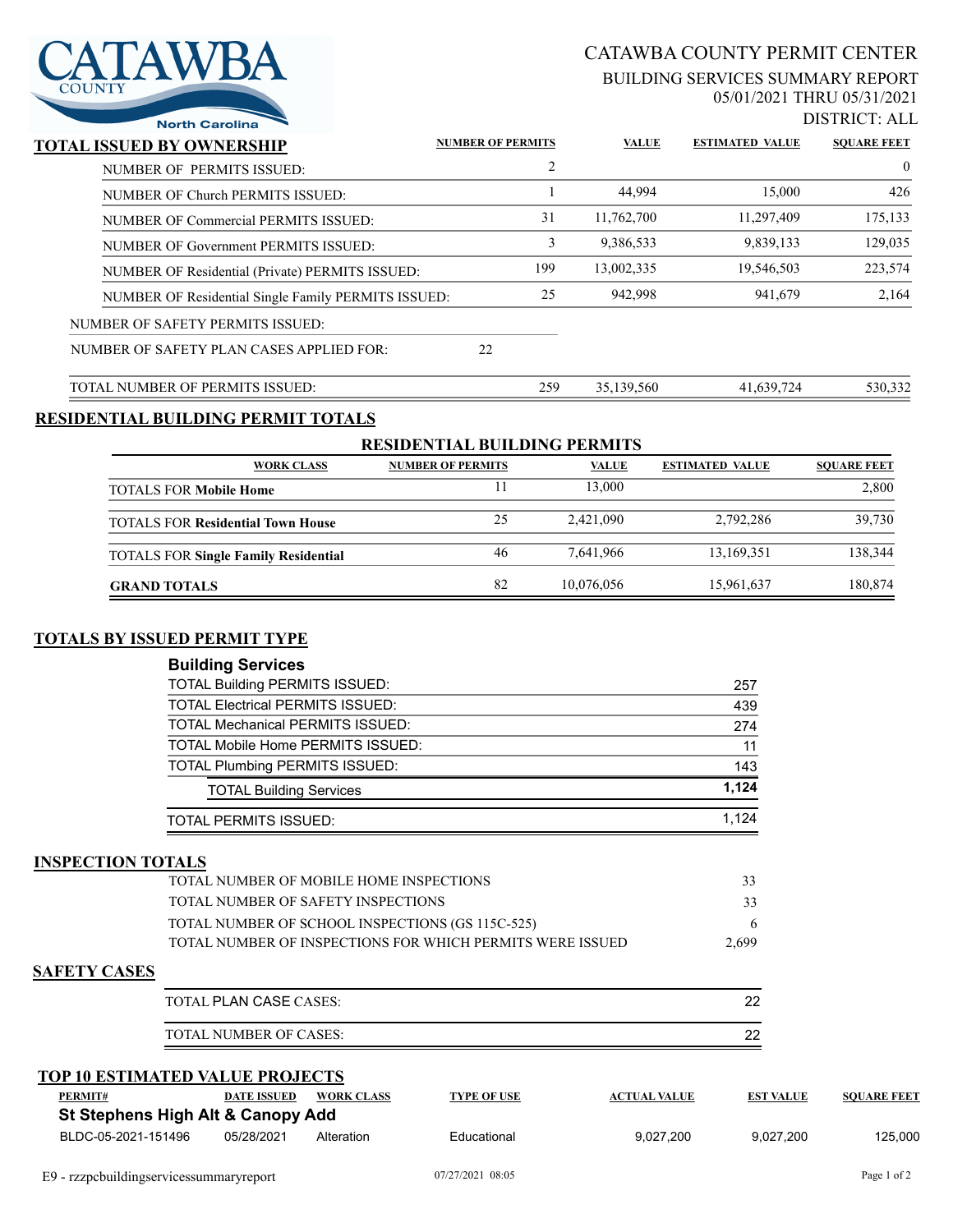CATAWBA COUNTY North Carolina

# CATAWBA COUNTY PERMIT CENTER

## BUILDING SERVICES SUMMARY REPORT

05/01/2021 THRU 05/31/2021

DISTRICT: ALL

## TOTAL ISSUED BY OWNERSHIP

| | NUMBER OF PERMITS | VALUE | ESTIMATED VALUE | SQUARE FEET |
|---|---|---|---|---|
| NUMBER OF PERMITS ISSUED: | 2 | | | 0 |
| NUMBER OF Church PERMITS ISSUED: | 1 | 44,994 | 15,000 | 426 |
| NUMBER OF Commercial PERMITS ISSUED: | 31 | 11,762,700 | 11,297,409 | 175,133 |
| NUMBER OF Government PERMITS ISSUED: | 3 | 9,386,533 | 9,839,133 | 129,035 |
| NUMBER OF Residential (Private) PERMITS ISSUED: | 199 | 13,002,335 | 19,546,503 | 223,574 |
| NUMBER OF Residential Single Family PERMITS ISSUED: | 25 | 942,998 | 941,679 | 2,164 |
| NUMBER OF SAFETY PERMITS ISSUED: | | | | |
| NUMBER OF SAFETY PLAN CASES APPLIED FOR: | 22 | | | |
| TOTAL NUMBER OF PERMITS ISSUED: | 259 | 35,139,560 | 41,639,724 | 530,332 |

## RESIDENTIAL BUILDING PERMIT TOTALS

### RESIDENTIAL BUILDING PERMITS

| WORK CLASS | NUMBER OF PERMITS | VALUE | ESTIMATED VALUE | SQUARE FEET |
|---|---|---|---|---|
| TOTALS FOR **Mobile Home** | 11 | 13,000 | | 2,800 |
| TOTALS FOR **Residential Town House** | 25 | 2,421,090 | 2,792,286 | 39,730 |
| TOTALS FOR **Single Family Residential** | 46 | 7,641,966 | 13,169,351 | 138,344 |
| **GRAND TOTALS** | 82 | 10,076,056 | 15,961,637 | 180,874 |

## TOTALS BY ISSUED PERMIT TYPE

### Building Services

| | |
|---|---|
| TOTAL Building PERMITS ISSUED: | 257 |
| TOTAL Electrical PERMITS ISSUED: | 439 |
| TOTAL Mechanical PERMITS ISSUED: | 274 |
| TOTAL Mobile Home PERMITS ISSUED: | 11 |
| TOTAL Plumbing PERMITS ISSUED: | 143 |
| TOTAL Building Services | **1,124** |
| TOTAL PERMITS ISSUED: | 1,124 |

## INSPECTION TOTALS

| | |
|---|---|
| TOTAL NUMBER OF MOBILE HOME INSPECTIONS | 33 |
| TOTAL NUMBER OF SAFETY INSPECTIONS | 33 |
| TOTAL NUMBER OF SCHOOL INSPECTIONS (GS 115C-525) | 6 |
| TOTAL NUMBER OF INSPECTIONS FOR WHICH PERMITS WERE ISSUED | 2,699 |

## SAFETY CASES

| | |
|---|---|
| TOTAL PLAN CASE CASES: | 22 |
| TOTAL NUMBER OF CASES: | 22 |

## TOP 10 ESTIMATED VALUE PROJECTS

| PERMIT# | DATE ISSUED | WORK CLASS | TYPE OF USE | ACTUAL VALUE | EST VALUE | SQUARE FEET |
|---|---|---|---|---|---|---|
| **St Stephens High Alt & Canopy Add** | | | | | | |
| BLDC-05-2021-151496 | 05/28/2021 | Alteration | Educational | 9,027,200 | 9,027,200 | 125,000 |

E9 - rzzpcbuildingservicessummaryreport 07/27/2021 08:05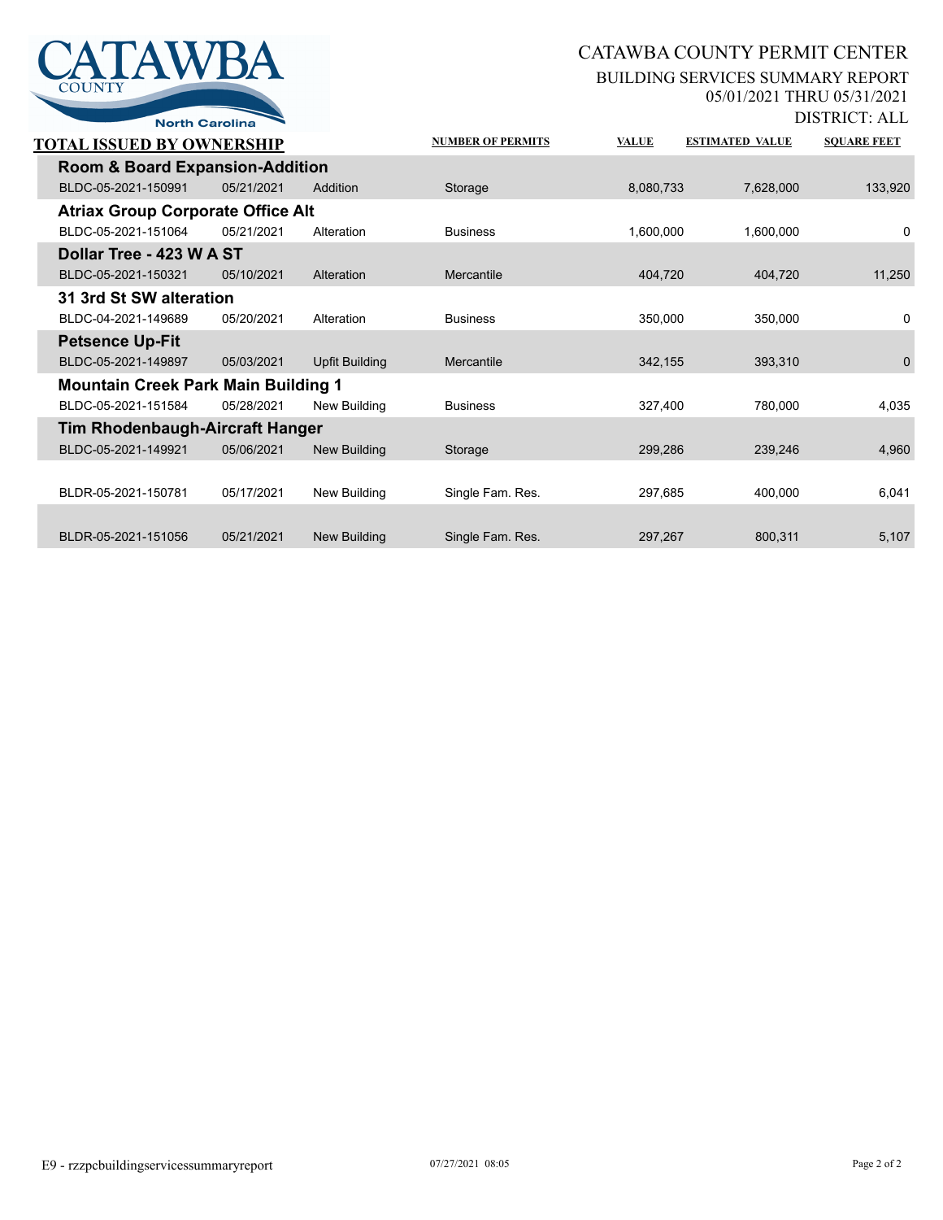CATAWBA COUNTY PERMIT CENTER

BUILDING SERVICES SUMMARY REPORT

05/01/2021 THRU 05/31/2021

DISTRICT: ALL

| TOTAL ISSUED BY OWNERSHIP | | | NUMBER OF PERMITS | VALUE | ESTIMATED VALUE | SQUARE FEET |
|---|---|---|---|---|---|---|
| **Room & Board Expansion-Addition** | | | | | | |
| BLDC-05-2021-150991 | 05/21/2021 | Addition | Storage | 8,080,733 | 7,628,000 | 133,920 |
| **Atriax Group Corporate Office Alt** | | | | | | |
| BLDC-05-2021-151064 | 05/21/2021 | Alteration | Business | 1,600,000 | 1,600,000 | 0 |
| **Dollar Tree - 423 W A ST** | | | | | | |
| BLDC-05-2021-150321 | 05/10/2021 | Alteration | Mercantile | 404,720 | 404,720 | 11,250 |
| **31 3rd St SW alteration** | | | | | | |
| BLDC-04-2021-149689 | 05/20/2021 | Alteration | Business | 350,000 | 350,000 | 0 |
| **Petsence Up-Fit** | | | | | | |
| BLDC-05-2021-149897 | 05/03/2021 | Upfit Building | Mercantile | 342,155 | 393,310 | 0 |
| **Mountain Creek Park Main Building 1** | | | | | | |
| BLDC-05-2021-151584 | 05/28/2021 | New Building | Business | 327,400 | 780,000 | 4,035 |
| **Tim Rhodenbaugh-Aircraft Hanger** | | | | | | |
| BLDC-05-2021-149921 | 05/06/2021 | New Building | Storage | 299,286 | 239,246 | 4,960 |
| BLDR-05-2021-150781 | 05/17/2021 | New Building | Single Fam. Res. | 297,685 | 400,000 | 6,041 |
| BLDR-05-2021-151056 | 05/21/2021 | New Building | Single Fam. Res. | 297,267 | 800,311 | 5,107 |

E9 - rzzpcbuildingservicessummaryreport 07/27/2021 08:05